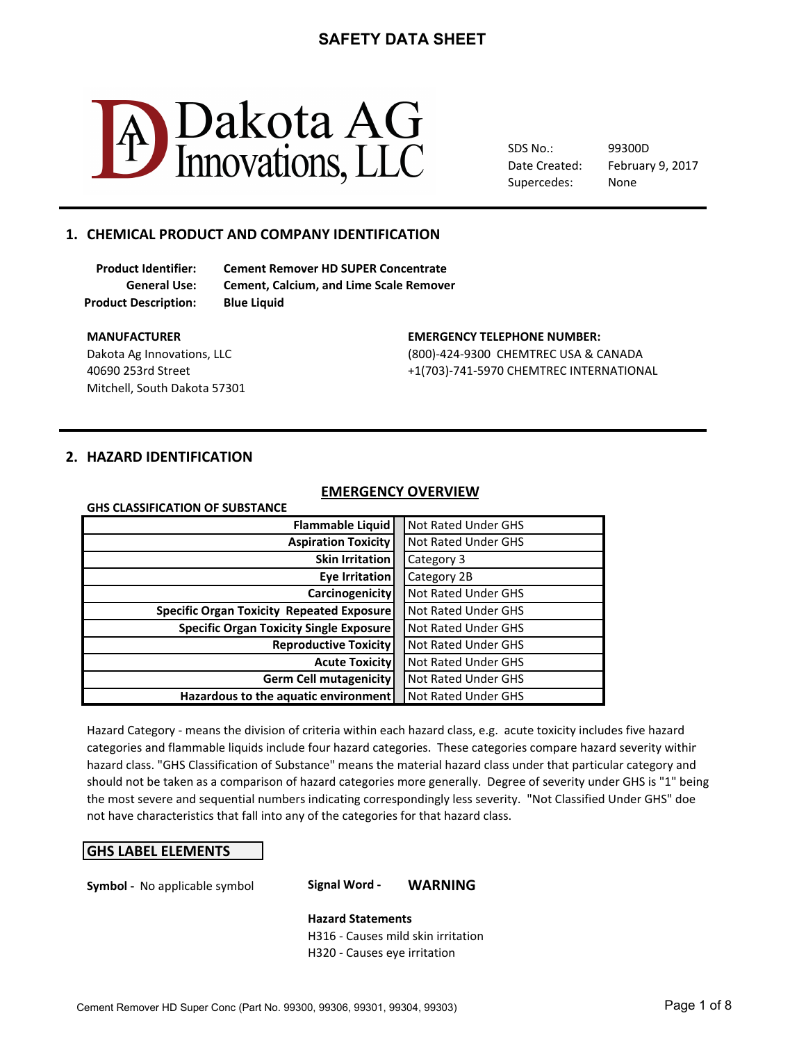# SAFETY DATA SHEET

Dakota AG Innovations, LLC

SDS No.: 99300D
Date Created: February 9, 2017
Supercedes: None

## 1. CHEMICAL PRODUCT AND COMPANY IDENTIFICATION

**Product Identifier:** **Cement Remover HD SUPER Concentrate**
**General Use:** **Cement, Calcium, and Lime Scale Remover**
**Product Description:** **Blue Liquid**

**MANUFACTURER**
Dakota Ag Innovations, LLC
40690 253rd Street
Mitchell, South Dakota 57301

**EMERGENCY TELEPHONE NUMBER:**
(800)-424-9300 CHEMTREC USA & CANADA
+1(703)-741-5970 CHEMTREC INTERNATIONAL

## 2. HAZARD IDENTIFICATION

### EMERGENCY OVERVIEW

**GHS CLASSIFICATION OF SUBSTANCE**

| Hazard Class | Classification |
|---|---|
| **Flammable Liquid** | Not Rated Under GHS |
| **Aspiration Toxicity** | Not Rated Under GHS |
| **Skin Irritation** | Category 3 |
| **Eye Irritation** | Category 2B |
| **Carcinogenicity** | Not Rated Under GHS |
| **Specific Organ Toxicity Repeated Exposure** | Not Rated Under GHS |
| **Specific Organ Toxicity Single Exposure** | Not Rated Under GHS |
| **Reproductive Toxicity** | Not Rated Under GHS |
| **Acute Toxicity** | Not Rated Under GHS |
| **Germ Cell mutagenicity** | Not Rated Under GHS |
| **Hazardous to the aquatic environment** | Not Rated Under GHS |

Hazard Category - means the division of criteria within each hazard class, e.g. acute toxicity includes five hazard categories and flammable liquids include four hazard categories. These categories compare hazard severity within hazard class. "GHS Classification of Substance" means the material hazard class under that particular category and should not be taken as a comparison of hazard categories more generally. Degree of severity under GHS is "1" being the most severe and sequential numbers indicating correspondingly less severity. "Not Classified Under GHS" doe not have characteristics that fall into any of the categories for that hazard class.

### GHS LABEL ELEMENTS

**Symbol -** No applicable symbol

**Signal Word -** **WARNING**

**Hazard Statements**
H316 - Causes mild skin irritation
H320 - Causes eye irritation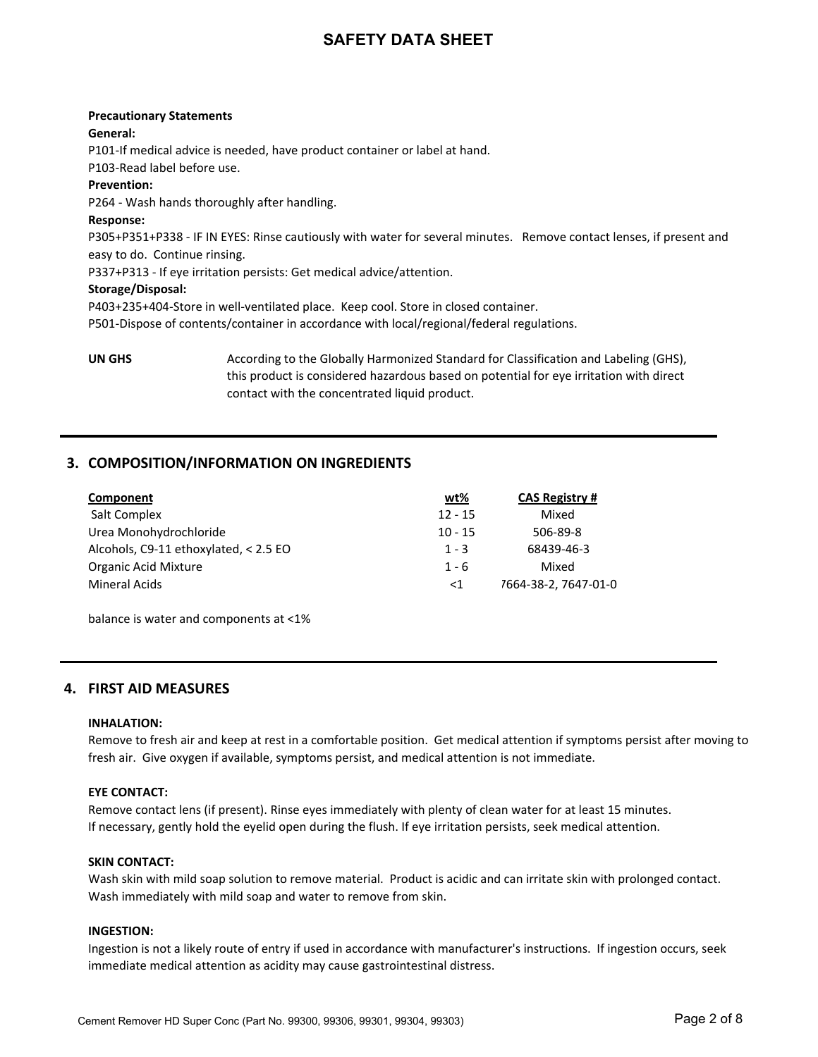**Precautionary Statements**

**General:**

P101-If medical advice is needed, have product container or label at hand.

P103-Read label before use.

**Prevention:**

P264 - Wash hands thoroughly after handling.

**Response:**

P305+P351+P338 - IF IN EYES: Rinse cautiously with water for several minutes. Remove contact lenses, if present and easy to do. Continue rinsing.

P337+P313 - If eye irritation persists: Get medical advice/attention.

**Storage/Disposal:**

P403+235+404-Store in well-ventilated place. Keep cool. Store in closed container.

P501-Dispose of contents/container in accordance with local/regional/federal regulations.

**UN GHS** According to the Globally Harmonized Standard for Classification and Labeling (GHS), this product is considered hazardous based on potential for eye irritation with direct contact with the concentrated liquid product.

## 3. COMPOSITION/INFORMATION ON INGREDIENTS

| Component | wt% | CAS Registry # |
|---|---|---|
| Salt Complex | 12 - 15 | Mixed |
| Urea Monohydrochloride | 10 - 15 | 506-89-8 |
| Alcohols, C9-11 ethoxylated, < 2.5 EO | 1 - 3 | 68439-46-3 |
| Organic Acid Mixture | 1 - 6 | Mixed |
| Mineral Acids | <1 | 7664-38-2, 7647-01-0 |

balance is water and components at <1%

## 4. FIRST AID MEASURES

**INHALATION:**

Remove to fresh air and keep at rest in a comfortable position. Get medical attention if symptoms persist after moving to fresh air. Give oxygen if available, symptoms persist, and medical attention is not immediate.

**EYE CONTACT:**

Remove contact lens (if present). Rinse eyes immediately with plenty of clean water for at least 15 minutes.
If necessary, gently hold the eyelid open during the flush. If eye irritation persists, seek medical attention.

**SKIN CONTACT:**

Wash skin with mild soap solution to remove material. Product is acidic and can irritate skin with prolonged contact.
Wash immediately with mild soap and water to remove from skin.

**INGESTION:**

Ingestion is not a likely route of entry if used in accordance with manufacturer's instructions. If ingestion occurs, seek immediate medical attention as acidity may cause gastrointestinal distress.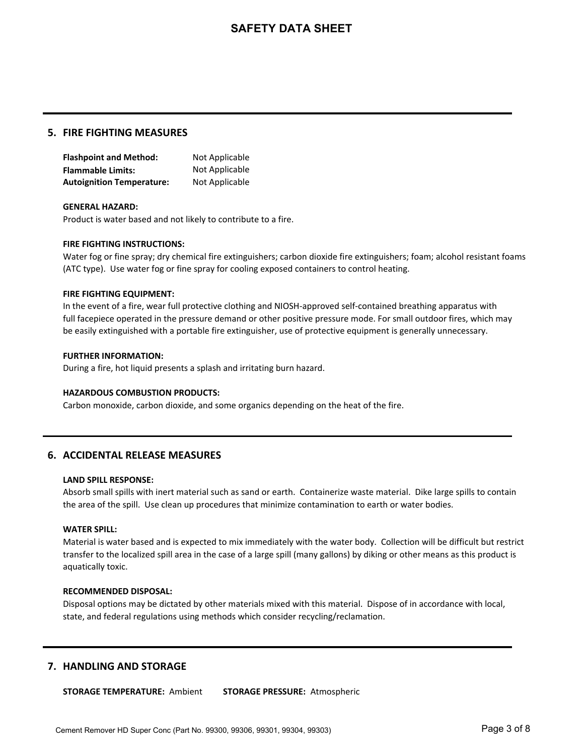## 5. FIRE FIGHTING MEASURES

| | |
|---|---|
| **Flashpoint and Method:** | Not Applicable |
| **Flammable Limits:** | Not Applicable |
| **Autoignition Temperature:** | Not Applicable |

**GENERAL HAZARD:**
Product is water based and not likely to contribute to a fire.

**FIRE FIGHTING INSTRUCTIONS:**
Water fog or fine spray; dry chemical fire extinguishers; carbon dioxide fire extinguishers; foam; alcohol resistant foams (ATC type). Use water fog or fine spray for cooling exposed containers to control heating.

**FIRE FIGHTING EQUIPMENT:**
In the event of a fire, wear full protective clothing and NIOSH-approved self-contained breathing apparatus with full facepiece operated in the pressure demand or other positive pressure mode. For small outdoor fires, which may be easily extinguished with a portable fire extinguisher, use of protective equipment is generally unnecessary.

**FURTHER INFORMATION:**
During a fire, hot liquid presents a splash and irritating burn hazard.

**HAZARDOUS COMBUSTION PRODUCTS:**
Carbon monoxide, carbon dioxide, and some organics depending on the heat of the fire.

## 6. ACCIDENTAL RELEASE MEASURES

**LAND SPILL RESPONSE:**
Absorb small spills with inert material such as sand or earth. Containerize waste material. Dike large spills to contain the area of the spill. Use clean up procedures that minimize contamination to earth or water bodies.

**WATER SPILL:**
Material is water based and is expected to mix immediately with the water body. Collection will be difficult but restrict transfer to the localized spill area in the case of a large spill (many gallons) by diking or other means as this product is aquatically toxic.

**RECOMMENDED DISPOSAL:**
Disposal options may be dictated by other materials mixed with this material. Dispose of in accordance with local, state, and federal regulations using methods which consider recycling/reclamation.

## 7. HANDLING AND STORAGE

**STORAGE TEMPERATURE:** Ambient **STORAGE PRESSURE:** Atmospheric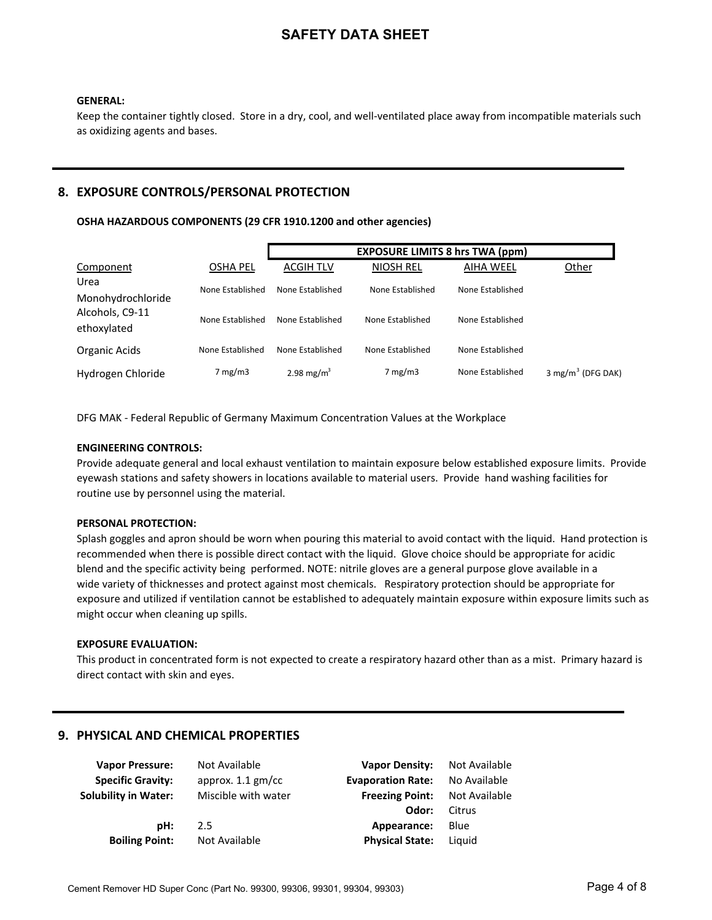**GENERAL:**
Keep the container tightly closed. Store in a dry, cool, and well-ventilated place away from incompatible materials such as oxidizing agents and bases.

## 8. EXPOSURE CONTROLS/PERSONAL PROTECTION

**OSHA HAZARDOUS COMPONENTS (29 CFR 1910.1200 and other agencies)**

| | | EXPOSURE LIMITS 8 hrs TWA (ppm) | | | |
|---|---|---|---|---|---|
| Component | OSHA PEL | ACGIH TLV | NIOSH REL | AIHA WEEL | Other |
| Urea Monohydrochloride | None Established | None Established | None Established | None Established | |
| Alcohols, C9-11 ethoxylated | None Established | None Established | None Established | None Established | |
| Organic Acids | None Established | None Established | None Established | None Established | |
| Hydrogen Chloride | 7 mg/m3 | 2.98 mg/m$^3$ | 7 mg/m3 | None Established | 3 mg/m$^3$ (DFG DAK) |

DFG MAK - Federal Republic of Germany Maximum Concentration Values at the Workplace

**ENGINEERING CONTROLS:**
Provide adequate general and local exhaust ventilation to maintain exposure below established exposure limits. Provide eyewash stations and safety showers in locations available to material users. Provide hand washing facilities for routine use by personnel using the material.

**PERSONAL PROTECTION:**
Splash goggles and apron should be worn when pouring this material to avoid contact with the liquid. Hand protection is recommended when there is possible direct contact with the liquid. Glove choice should be appropriate for acidic blend and the specific activity being performed. NOTE: nitrile gloves are a general purpose glove available in a wide variety of thicknesses and protect against most chemicals. Respiratory protection should be appropriate for exposure and utilized if ventilation cannot be established to adequately maintain exposure within exposure limits such as might occur when cleaning up spills.

**EXPOSURE EVALUATION:**
This product in concentrated form is not expected to create a respiratory hazard other than as a mist. Primary hazard is direct contact with skin and eyes.

## 9. PHYSICAL AND CHEMICAL PROPERTIES

| | | | |
|---|---|---|---|
| **Vapor Pressure:** | Not Available | **Vapor Density:** | Not Available |
| **Specific Gravity:** | approx. 1.1 gm/cc | **Evaporation Rate:** | No Available |
| **Solubility in Water:** | Miscible with water | **Freezing Point:** | Not Available |
| | | **Odor:** | Citrus |
| **pH:** | 2.5 | **Appearance:** | Blue |
| **Boiling Point:** | Not Available | **Physical State:** | Liquid |

Cement Remover HD Super Conc (Part No. 99300, 99306, 99301, 99304, 99303)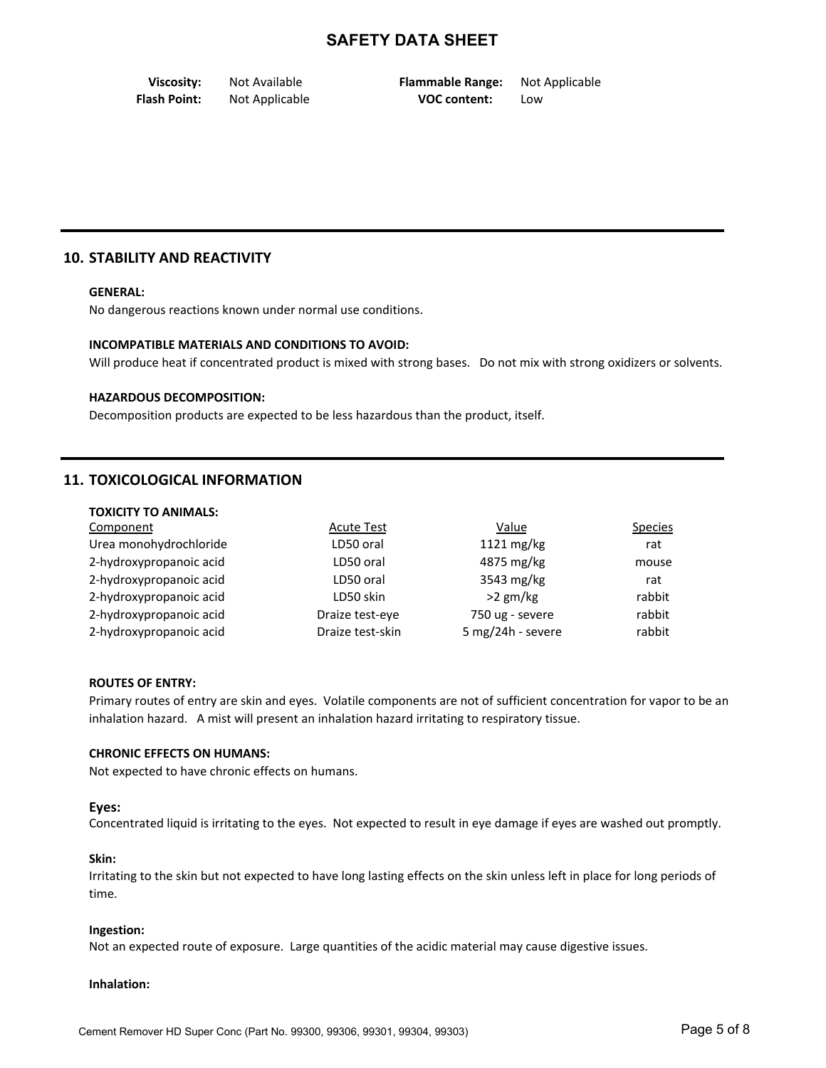| **Viscosity:** | Not Available | **Flammable Range:** | Not Applicable |
|---|---|---|---|
| **Flash Point:** | Not Applicable | **VOC content:** | Low |

## 10. STABILITY AND REACTIVITY

**GENERAL:**
No dangerous reactions known under normal use conditions.

**INCOMPATIBLE MATERIALS AND CONDITIONS TO AVOID:**
Will produce heat if concentrated product is mixed with strong bases. Do not mix with strong oxidizers or solvents.

**HAZARDOUS DECOMPOSITION:**
Decomposition products are expected to be less hazardous than the product, itself.

## 11. TOXICOLOGICAL INFORMATION

**TOXICITY TO ANIMALS:**

| Component | Acute Test | Value | Species |
|---|---|---|---|
| Urea monohydrochloride | LD50 oral | 1121 mg/kg | rat |
| 2-hydroxypropanoic acid | LD50 oral | 4875 mg/kg | mouse |
| 2-hydroxypropanoic acid | LD50 oral | 3543 mg/kg | rat |
| 2-hydroxypropanoic acid | LD50 skin | >2 gm/kg | rabbit |
| 2-hydroxypropanoic acid | Draize test-eye | 750 ug - severe | rabbit |
| 2-hydroxypropanoic acid | Draize test-skin | 5 mg/24h - severe | rabbit |

**ROUTES OF ENTRY:**
Primary routes of entry are skin and eyes. Volatile components are not of sufficient concentration for vapor to be an inhalation hazard. A mist will present an inhalation hazard irritating to respiratory tissue.

**CHRONIC EFFECTS ON HUMANS:**
Not expected to have chronic effects on humans.

**Eyes:**
Concentrated liquid is irritating to the eyes. Not expected to result in eye damage if eyes are washed out promptly.

**Skin:**
Irritating to the skin but not expected to have long lasting effects on the skin unless left in place for long periods of time.

**Ingestion:**
Not an expected route of exposure. Large quantities of the acidic material may cause digestive issues.

**Inhalation:**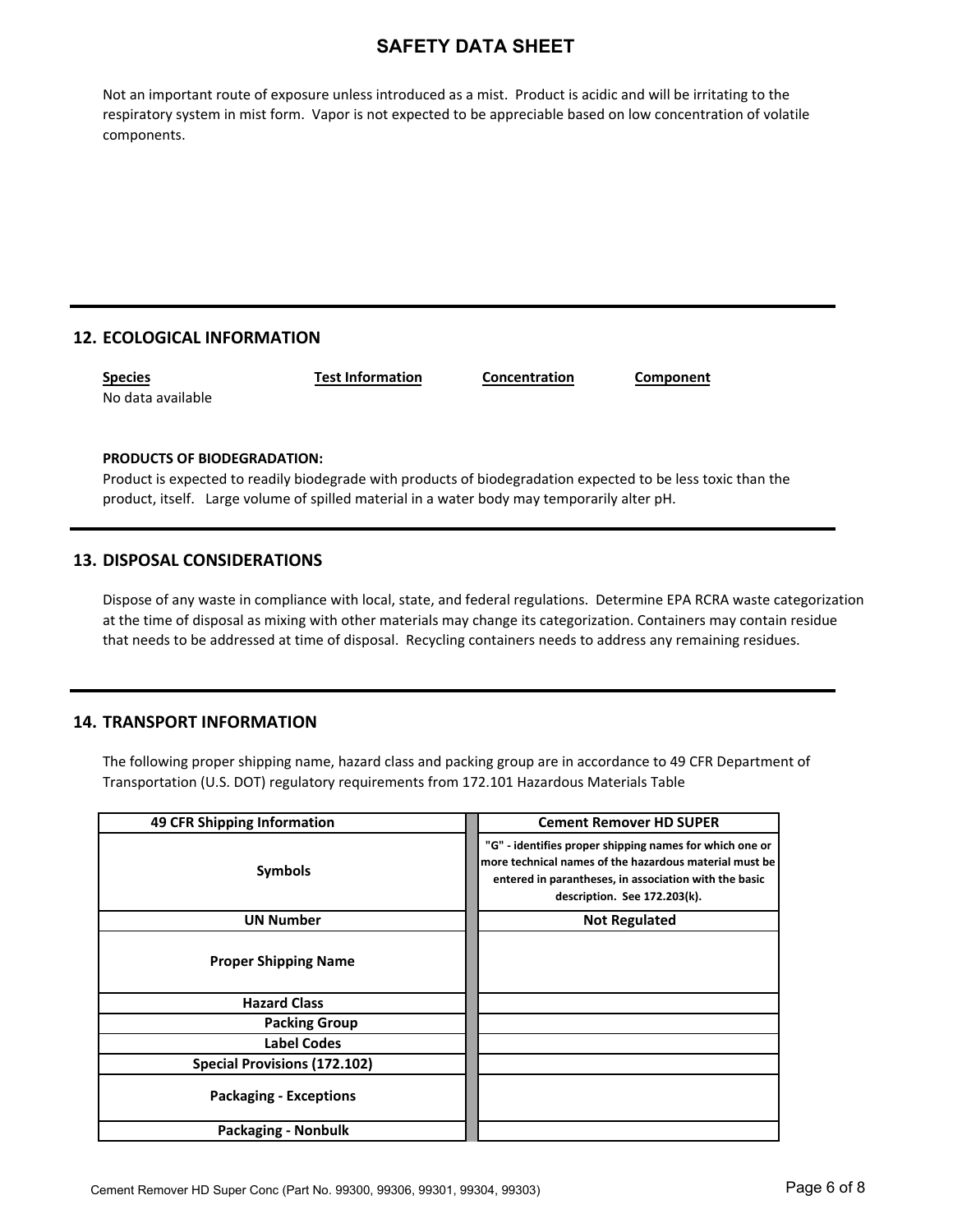Not an important route of exposure unless introduced as a mist. Product is acidic and will be irritating to the respiratory system in mist form. Vapor is not expected to be appreciable based on low concentration of volatile components.

## 12. ECOLOGICAL INFORMATION

| Species | Test Information | Concentration | Component |
|---|---|---|---|
| No data available | | | |

**PRODUCTS OF BIODEGRADATION:**

Product is expected to readily biodegrade with products of biodegradation expected to be less toxic than the product, itself. Large volume of spilled material in a water body may temporarily alter pH.

## 13. DISPOSAL CONSIDERATIONS

Dispose of any waste in compliance with local, state, and federal regulations. Determine EPA RCRA waste categorization at the time of disposal as mixing with other materials may change its categorization. Containers may contain residue that needs to be addressed at time of disposal. Recycling containers needs to address any remaining residues.

## 14. TRANSPORT INFORMATION

The following proper shipping name, hazard class and packing group are in accordance to 49 CFR Department of Transportation (U.S. DOT) regulatory requirements from 172.101 Hazardous Materials Table

| 49 CFR Shipping Information | Cement Remover HD SUPER |
|---|---|
| Symbols | "G" - identifies proper shipping names for which one or more technical names of the hazardous material must be entered in parantheses, in association with the basic description. See 172.203(k). |
| UN Number | Not Regulated |
| Proper Shipping Name | |
| Hazard Class | |
| Packing Group | |
| Label Codes | |
| Special Provisions (172.102) | |
| Packaging - Exceptions | |
| Packaging - Nonbulk | |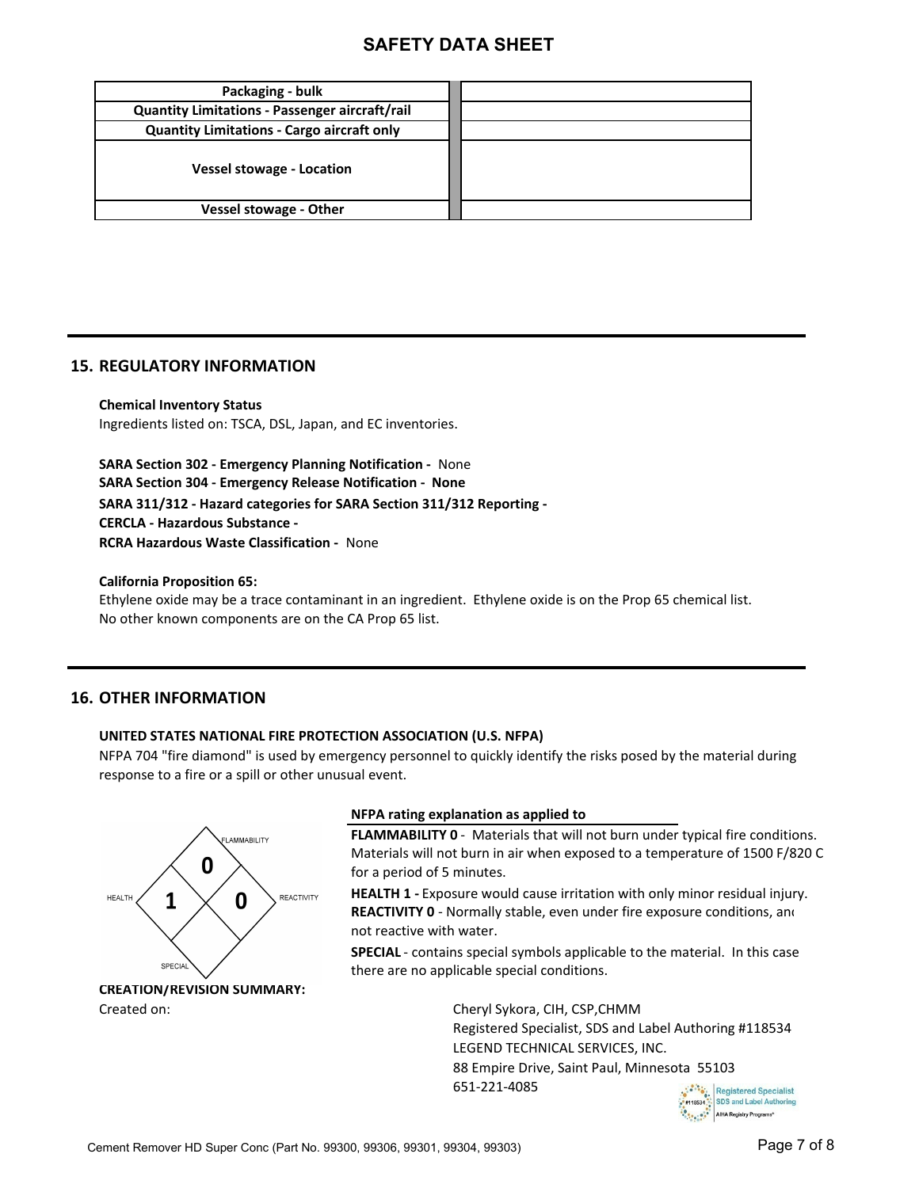| Packaging - bulk | |
|---|---|
| Quantity Limitations - Passenger aircraft/rail | |
| Quantity Limitations - Cargo aircraft only | |
| Vessel stowage - Location | |
| Vessel stowage - Other | |

## 15. REGULATORY INFORMATION

**Chemical Inventory Status**
Ingredients listed on: TSCA, DSL, Japan, and EC inventories.

**SARA Section 302 - Emergency Planning Notification -** None
**SARA Section 304 - Emergency Release Notification - None**
**SARA 311/312 - Hazard categories for SARA Section 311/312 Reporting -**
**CERCLA - Hazardous Substance -**
**RCRA Hazardous Waste Classification -** None

**California Proposition 65:**
Ethylene oxide may be a trace contaminant in an ingredient. Ethylene oxide is on the Prop 65 chemical list.
No other known components are on the CA Prop 65 list.

## 16. OTHER INFORMATION

**UNITED STATES NATIONAL FIRE PROTECTION ASSOCIATION (U.S. NFPA)**
NFPA 704 "fire diamond" is used by emergency personnel to quickly identify the risks posed by the material during response to a fire or a spill or other unusual event.

FLAMMABILITY 0
HEALTH 1
REACTIVITY 0
SPECIAL

**NFPA rating explanation as applied to**

**FLAMMABILITY 0** - Materials that will not burn under typical fire conditions. Materials will not burn in air when exposed to a temperature of 1500 F/820 C for a period of 5 minutes.

**HEALTH 1 -** Exposure would cause irritation with only minor residual injury.

**REACTIVITY 0** - Normally stable, even under fire exposure conditions, and not reactive with water.

**SPECIAL** - contains special symbols applicable to the material. In this case there are no applicable special conditions.

**CREATION/REVISION SUMMARY:**

Created on:

Cheryl Sykora, CIH, CSP,CHMM
Registered Specialist, SDS and Label Authoring #118534
LEGEND TECHNICAL SERVICES, INC.
88 Empire Drive, Saint Paul, Minnesota 55103
651-221-4085

Registered Specialist SDS and Label Authoring #118534 AIHA Registry Programs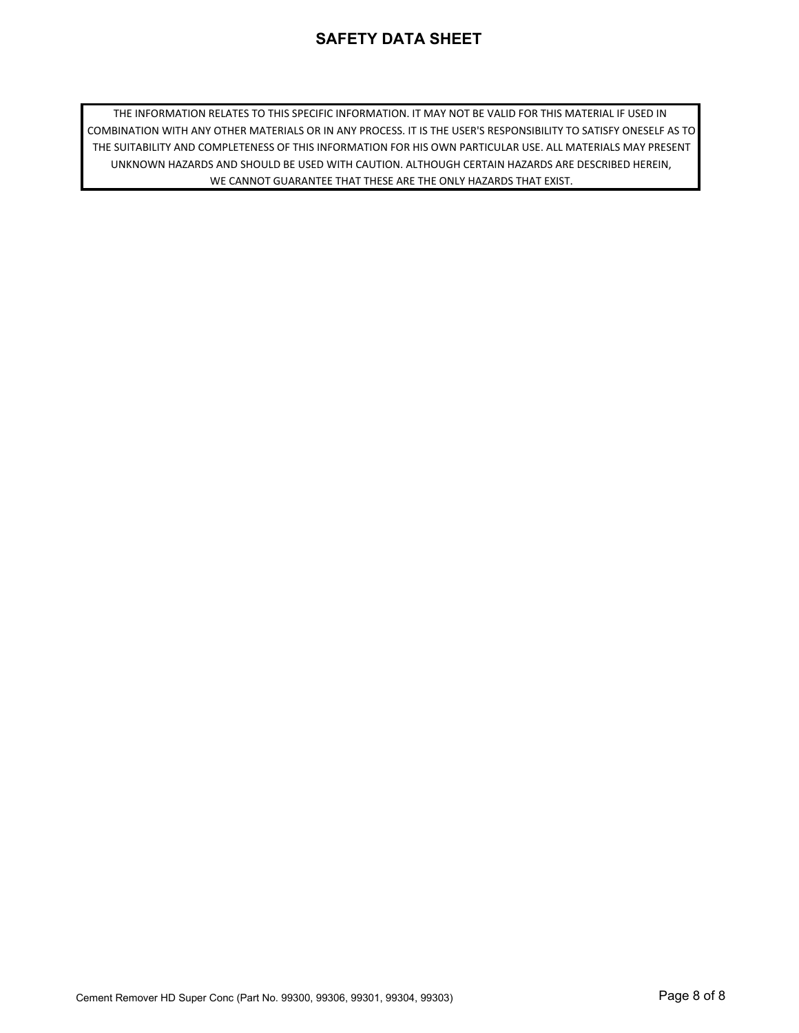THE INFORMATION RELATES TO THIS SPECIFIC INFORMATION. IT MAY NOT BE VALID FOR THIS MATERIAL IF USED IN COMBINATION WITH ANY OTHER MATERIALS OR IN ANY PROCESS. IT IS THE USER'S RESPONSIBILITY TO SATISFY ONESELF AS TO THE SUITABILITY AND COMPLETENESS OF THIS INFORMATION FOR HIS OWN PARTICULAR USE. ALL MATERIALS MAY PRESENT UNKNOWN HAZARDS AND SHOULD BE USED WITH CAUTION. ALTHOUGH CERTAIN HAZARDS ARE DESCRIBED HEREIN, WE CANNOT GUARANTEE THAT THESE ARE THE ONLY HAZARDS THAT EXIST.